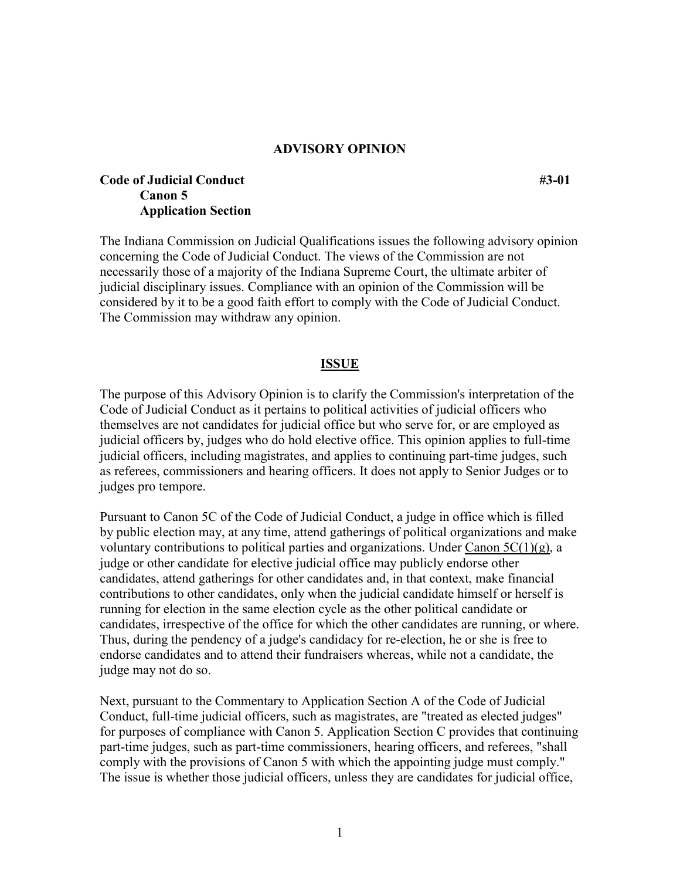## ADVISORY OPINION

**Code of Judicial Conduct** **#3-01**
**Canon 5**
**Application Section**

The Indiana Commission on Judicial Qualifications issues the following advisory opinion concerning the Code of Judicial Conduct. The views of the Commission are not necessarily those of a majority of the Indiana Supreme Court, the ultimate arbiter of judicial disciplinary issues. Compliance with an opinion of the Commission will be considered by it to be a good faith effort to comply with the Code of Judicial Conduct. The Commission may withdraw any opinion.

### ISSUE

The purpose of this Advisory Opinion is to clarify the Commission's interpretation of the Code of Judicial Conduct as it pertains to political activities of judicial officers who themselves are not candidates for judicial office but who serve for, or are employed as judicial officers by, judges who do hold elective office. This opinion applies to full-time judicial officers, including magistrates, and applies to continuing part-time judges, such as referees, commissioners and hearing officers. It does not apply to Senior Judges or to judges pro tempore.

Pursuant to Canon 5C of the Code of Judicial Conduct, a judge in office which is filled by public election may, at any time, attend gatherings of political organizations and make voluntary contributions to political parties and organizations. Under Canon 5C(1)(g), a judge or other candidate for elective judicial office may publicly endorse other candidates, attend gatherings for other candidates and, in that context, make financial contributions to other candidates, only when the judicial candidate himself or herself is running for election in the same election cycle as the other political candidate or candidates, irrespective of the office for which the other candidates are running, or where. Thus, during the pendency of a judge's candidacy for re-election, he or she is free to endorse candidates and to attend their fundraisers whereas, while not a candidate, the judge may not do so.

Next, pursuant to the Commentary to Application Section A of the Code of Judicial Conduct, full-time judicial officers, such as magistrates, are "treated as elected judges" for purposes of compliance with Canon 5. Application Section C provides that continuing part-time judges, such as part-time commissioners, hearing officers, and referees, "shall comply with the provisions of Canon 5 with which the appointing judge must comply." The issue is whether those judicial officers, unless they are candidates for judicial office,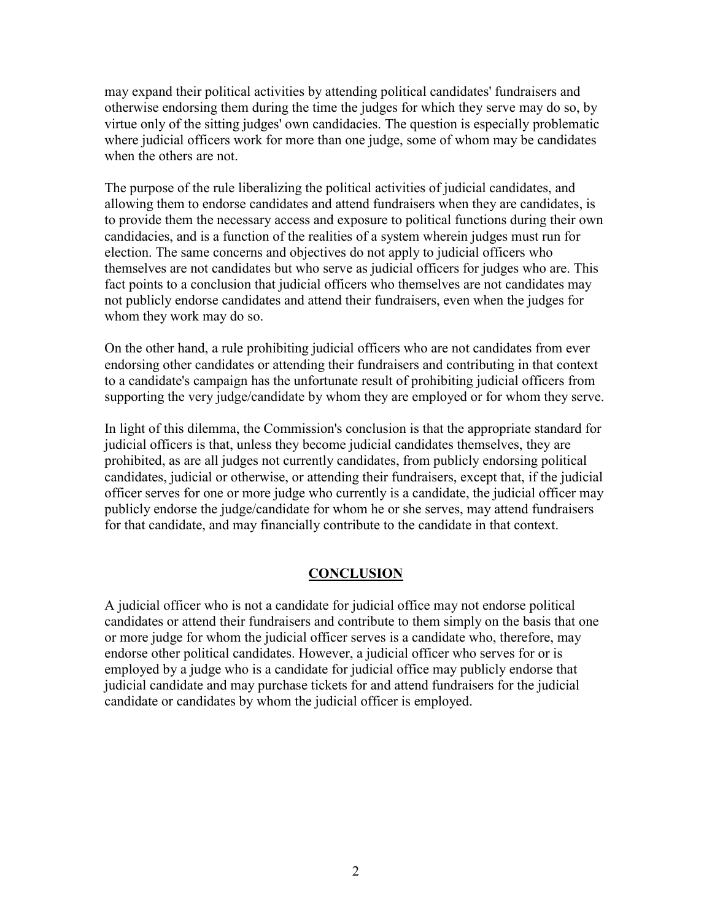may expand their political activities by attending political candidates' fundraisers and otherwise endorsing them during the time the judges for which they serve may do so, by virtue only of the sitting judges' own candidacies. The question is especially problematic where judicial officers work for more than one judge, some of whom may be candidates when the others are not.

The purpose of the rule liberalizing the political activities of judicial candidates, and allowing them to endorse candidates and attend fundraisers when they are candidates, is to provide them the necessary access and exposure to political functions during their own candidacies, and is a function of the realities of a system wherein judges must run for election. The same concerns and objectives do not apply to judicial officers who themselves are not candidates but who serve as judicial officers for judges who are. This fact points to a conclusion that judicial officers who themselves are not candidates may not publicly endorse candidates and attend their fundraisers, even when the judges for whom they work may do so.

On the other hand, a rule prohibiting judicial officers who are not candidates from ever endorsing other candidates or attending their fundraisers and contributing in that context to a candidate's campaign has the unfortunate result of prohibiting judicial officers from supporting the very judge/candidate by whom they are employed or for whom they serve.

In light of this dilemma, the Commission's conclusion is that the appropriate standard for judicial officers is that, unless they become judicial candidates themselves, they are prohibited, as are all judges not currently candidates, from publicly endorsing political candidates, judicial or otherwise, or attending their fundraisers, except that, if the judicial officer serves for one or more judge who currently is a candidate, the judicial officer may publicly endorse the judge/candidate for whom he or she serves, may attend fundraisers for that candidate, and may financially contribute to the candidate in that context.

## **CONCLUSION**

A judicial officer who is not a candidate for judicial office may not endorse political candidates or attend their fundraisers and contribute to them simply on the basis that one or more judge for whom the judicial officer serves is a candidate who, therefore, may endorse other political candidates. However, a judicial officer who serves for or is employed by a judge who is a candidate for judicial office may publicly endorse that judicial candidate and may purchase tickets for and attend fundraisers for the judicial candidate or candidates by whom the judicial officer is employed.